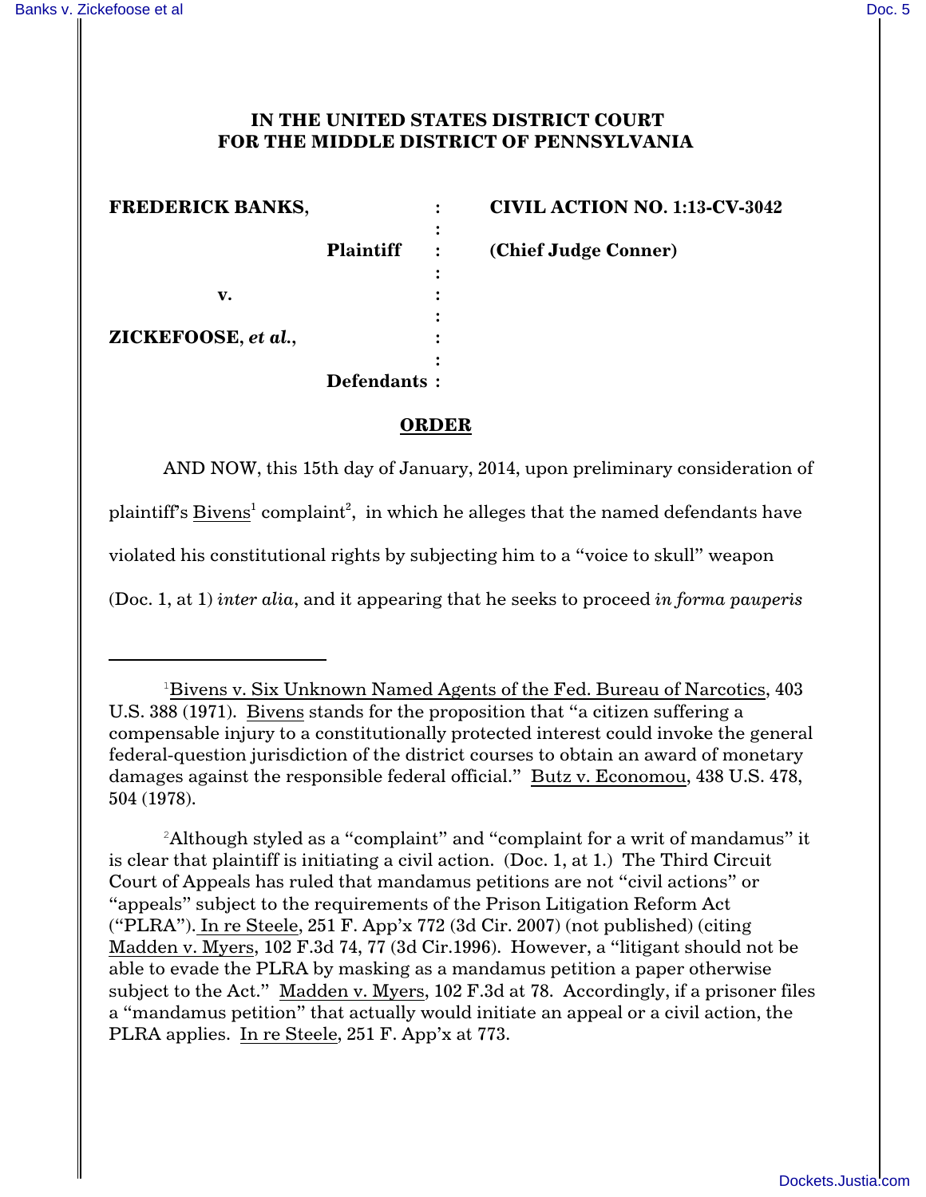**IN THE UNITED STATES DISTRICT COURT**
**FOR THE MIDDLE DISTRICT OF PENNSYLVANIA**

| | | |
|---|---|---|
| **FREDERICK BANKS,** | : | **CIVIL ACTION NO. 1:13-CV-3042** |
| **Plaintiff** | : | **(Chief Judge Conner)** |
| **v.** | : | |
| **ZICKEFOOSE, *et al.*,** | : | |
| **Defendants** | : | |

## ORDER

AND NOW, this 15th day of January, 2014, upon preliminary consideration of plaintiff's Bivens[1] complaint[2], in which he alleges that the named defendants have violated his constitutional rights by subjecting him to a "voice to skull" weapon (Doc. 1, at 1) *inter alia*, and it appearing that he seeks to proceed *in forma pauperis*

---

[1]Bivens v. Six Unknown Named Agents of the Fed. Bureau of Narcotics, 403 U.S. 388 (1971). Bivens stands for the proposition that "a citizen suffering a compensable injury to a constitutionally protected interest could invoke the general federal-question jurisdiction of the district courses to obtain an award of monetary damages against the responsible federal official." Butz v. Economou, 438 U.S. 478, 504 (1978).

[2]Although styled as a "complaint" and "complaint for a writ of mandamus" it is clear that plaintiff is initiating a civil action. (Doc. 1, at 1.) The Third Circuit Court of Appeals has ruled that mandamus petitions are not "civil actions" or "appeals" subject to the requirements of the Prison Litigation Reform Act ("PLRA"). In re Steele, 251 F. App'x 772 (3d Cir. 2007) (not published) (citing Madden v. Myers, 102 F.3d 74, 77 (3d Cir.1996). However, a "litigant should not be able to evade the PLRA by masking as a mandamus petition a paper otherwise subject to the Act." Madden v. Myers, 102 F.3d at 78. Accordingly, if a prisoner files a "mandamus petition" that actually would initiate an appeal or a civil action, the PLRA applies. In re Steele, 251 F. App'x at 773.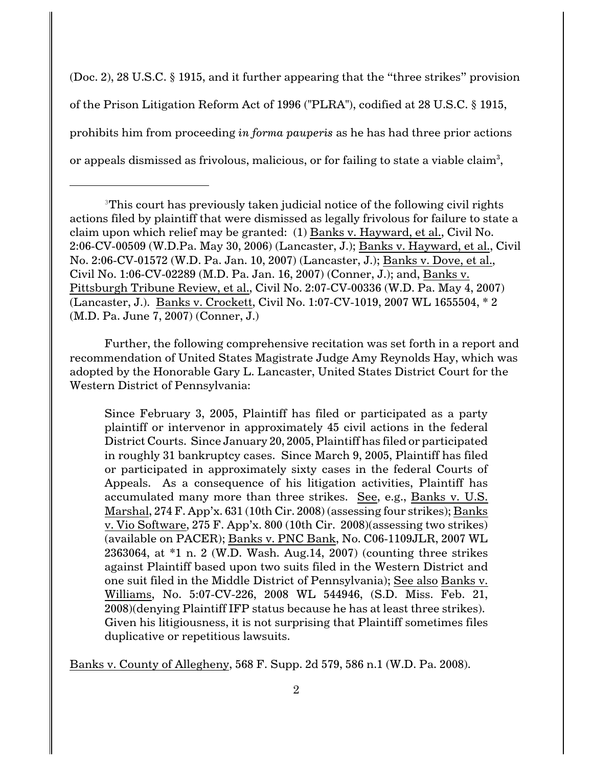(Doc. 2), 28 U.S.C. § 1915, and it further appearing that the "three strikes" provision of the Prison Litigation Reform Act of 1996 ("PLRA"), codified at 28 U.S.C. § 1915, prohibits him from proceeding *in forma pauperis* as he has had three prior actions or appeals dismissed as frivolous, malicious, or for failing to state a viable claim[3],

---

[3]This court has previously taken judicial notice of the following civil rights actions filed by plaintiff that were dismissed as legally frivolous for failure to state a claim upon which relief may be granted: (1) Banks v. Hayward, et al., Civil No. 2:06-CV-00509 (W.D.Pa. May 30, 2006) (Lancaster, J.); Banks v. Hayward, et al., Civil No. 2:06-CV-01572 (W.D. Pa. Jan. 10, 2007) (Lancaster, J.); Banks v. Dove, et al., Civil No. 1:06-CV-02289 (M.D. Pa. Jan. 16, 2007) (Conner, J.); and, Banks v. Pittsburgh Tribune Review, et al., Civil No. 2:07-CV-00336 (W.D. Pa. May 4, 2007) (Lancaster, J.). Banks v. Crockett, Civil No. 1:07-CV-1019, 2007 WL 1655504, * 2 (M.D. Pa. June 7, 2007) (Conner, J.)

Further, the following comprehensive recitation was set forth in a report and recommendation of United States Magistrate Judge Amy Reynolds Hay, which was adopted by the Honorable Gary L. Lancaster, United States District Court for the Western District of Pennsylvania:

> Since February 3, 2005, Plaintiff has filed or participated as a party plaintiff or intervenor in approximately 45 civil actions in the federal District Courts. Since January 20, 2005, Plaintiff has filed or participated in roughly 31 bankruptcy cases. Since March 9, 2005, Plaintiff has filed or participated in approximately sixty cases in the federal Courts of Appeals. As a consequence of his litigation activities, Plaintiff has accumulated many more than three strikes. See, e.g., Banks v. U.S. Marshal, 274 F. App'x. 631 (10th Cir. 2008) (assessing four strikes); Banks v. Vio Software, 275 F. App'x. 800 (10th Cir. 2008)(assessing two strikes) (available on PACER); Banks v. PNC Bank, No. C06-1109JLR, 2007 WL 2363064, at *1 n. 2 (W.D. Wash. Aug.14, 2007) (counting three strikes against Plaintiff based upon two suits filed in the Western District and one suit filed in the Middle District of Pennsylvania); See also Banks v. Williams, No. 5:07-CV-226, 2008 WL 544946, (S.D. Miss. Feb. 21, 2008)(denying Plaintiff IFP status because he has at least three strikes). Given his litigiousness, it is not surprising that Plaintiff sometimes files duplicative or repetitious lawsuits.

Banks v. County of Allegheny, 568 F. Supp. 2d 579, 586 n.1 (W.D. Pa. 2008).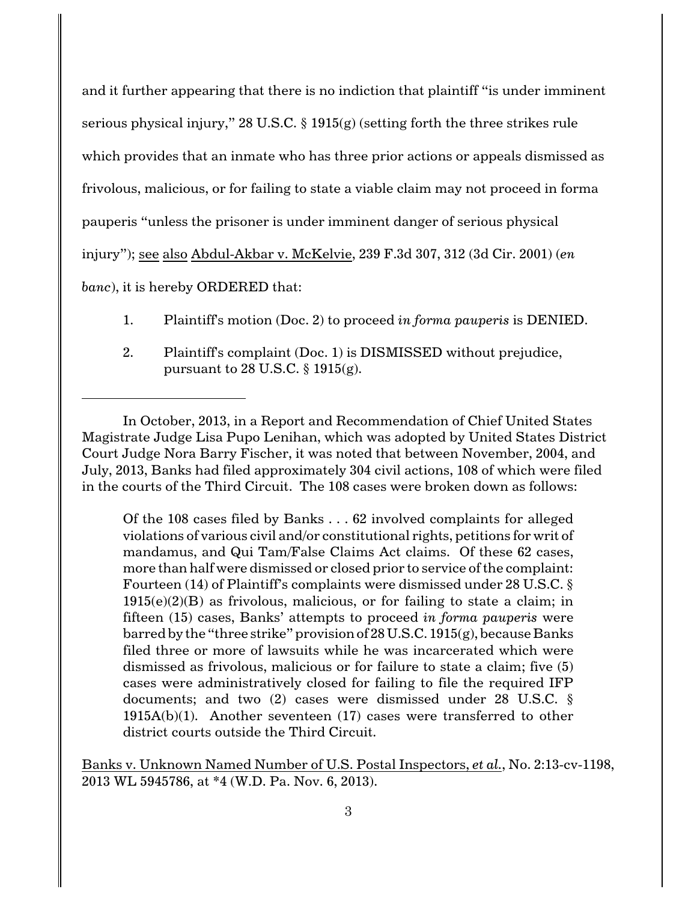and it further appearing that there is no indiction that plaintiff "is under imminent serious physical injury," 28 U.S.C. § 1915(g) (setting forth the three strikes rule which provides that an inmate who has three prior actions or appeals dismissed as frivolous, malicious, or for failing to state a viable claim may not proceed in forma pauperis "unless the prisoner is under imminent danger of serious physical injury"); see also Abdul-Akbar v. McKelvie, 239 F.3d 307, 312 (3d Cir. 2001) (*en banc*), it is hereby ORDERED that:

1. Plaintiff's motion (Doc. 2) to proceed *in forma pauperis* is DENIED.
2. Plaintiff's complaint (Doc. 1) is DISMISSED without prejudice, pursuant to 28 U.S.C. § 1915(g).

---

In October, 2013, in a Report and Recommendation of Chief United States Magistrate Judge Lisa Pupo Lenihan, which was adopted by United States District Court Judge Nora Barry Fischer, it was noted that between November, 2004, and July, 2013, Banks had filed approximately 304 civil actions, 108 of which were filed in the courts of the Third Circuit. The 108 cases were broken down as follows:

> Of the 108 cases filed by Banks . . . 62 involved complaints for alleged violations of various civil and/or constitutional rights, petitions for writ of mandamus, and Qui Tam/False Claims Act claims. Of these 62 cases, more than half were dismissed or closed prior to service of the complaint: Fourteen (14) of Plaintiff's complaints were dismissed under 28 U.S.C. § 1915(e)(2)(B) as frivolous, malicious, or for failing to state a claim; in fifteen (15) cases, Banks' attempts to proceed *in forma pauperis* were barred by the "three strike" provision of 28 U.S.C. 1915(g), because Banks filed three or more of lawsuits while he was incarcerated which were dismissed as frivolous, malicious or for failure to state a claim; five (5) cases were administratively closed for failing to file the required IFP documents; and two (2) cases were dismissed under 28 U.S.C. § 1915A(b)(1). Another seventeen (17) cases were transferred to other district courts outside the Third Circuit.

Banks v. Unknown Named Number of U.S. Postal Inspectors, *et al.*, No. 2:13-cv-1198, 2013 WL 5945786, at *4 (W.D. Pa. Nov. 6, 2013).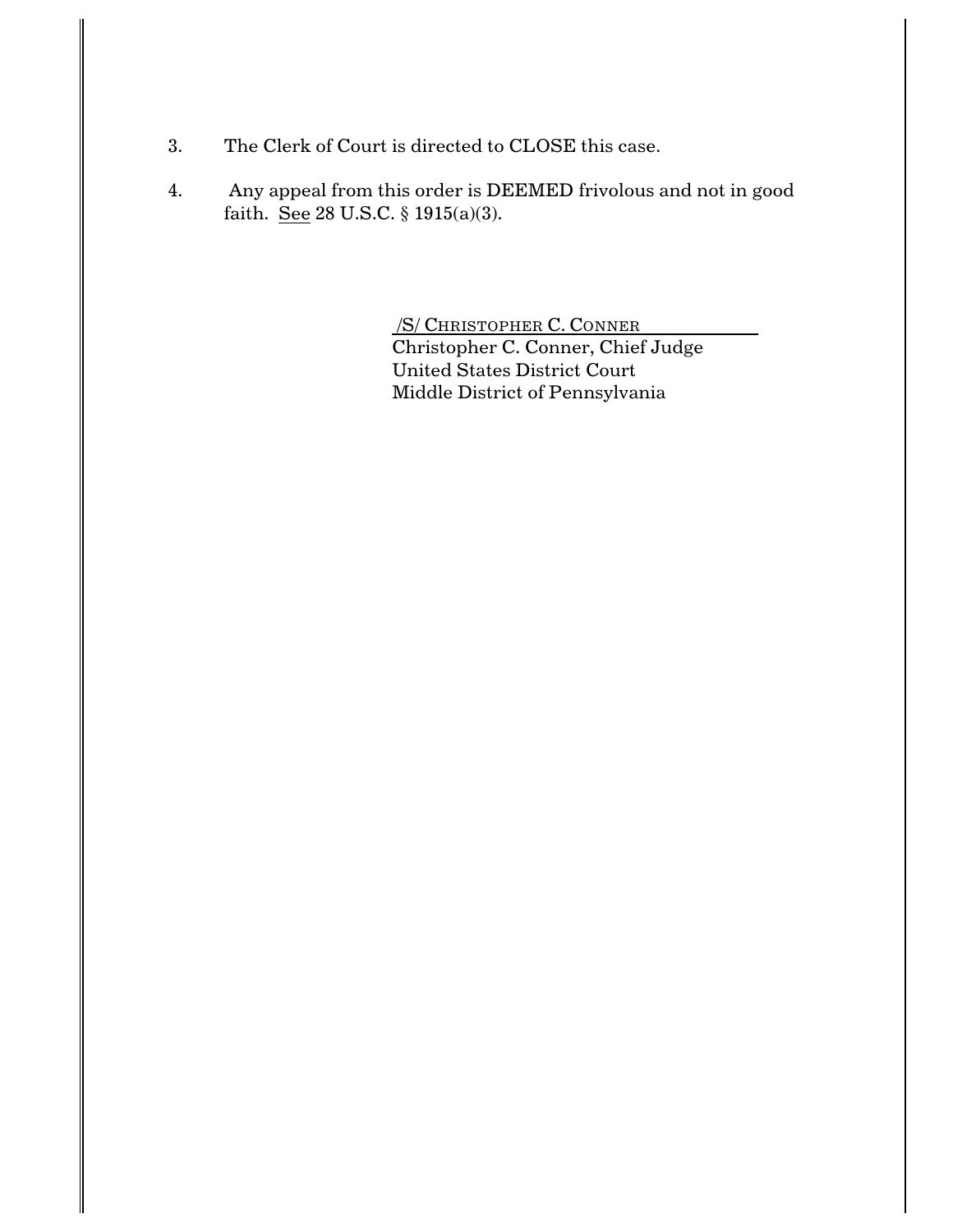3. The Clerk of Court is directed to CLOSE this case.

4. Any appeal from this order is DEEMED frivolous and not in good faith. See 28 U.S.C. § 1915(a)(3).

/S/ CHRISTOPHER C. CONNER
Christopher C. Conner, Chief Judge
United States District Court
Middle District of Pennsylvania